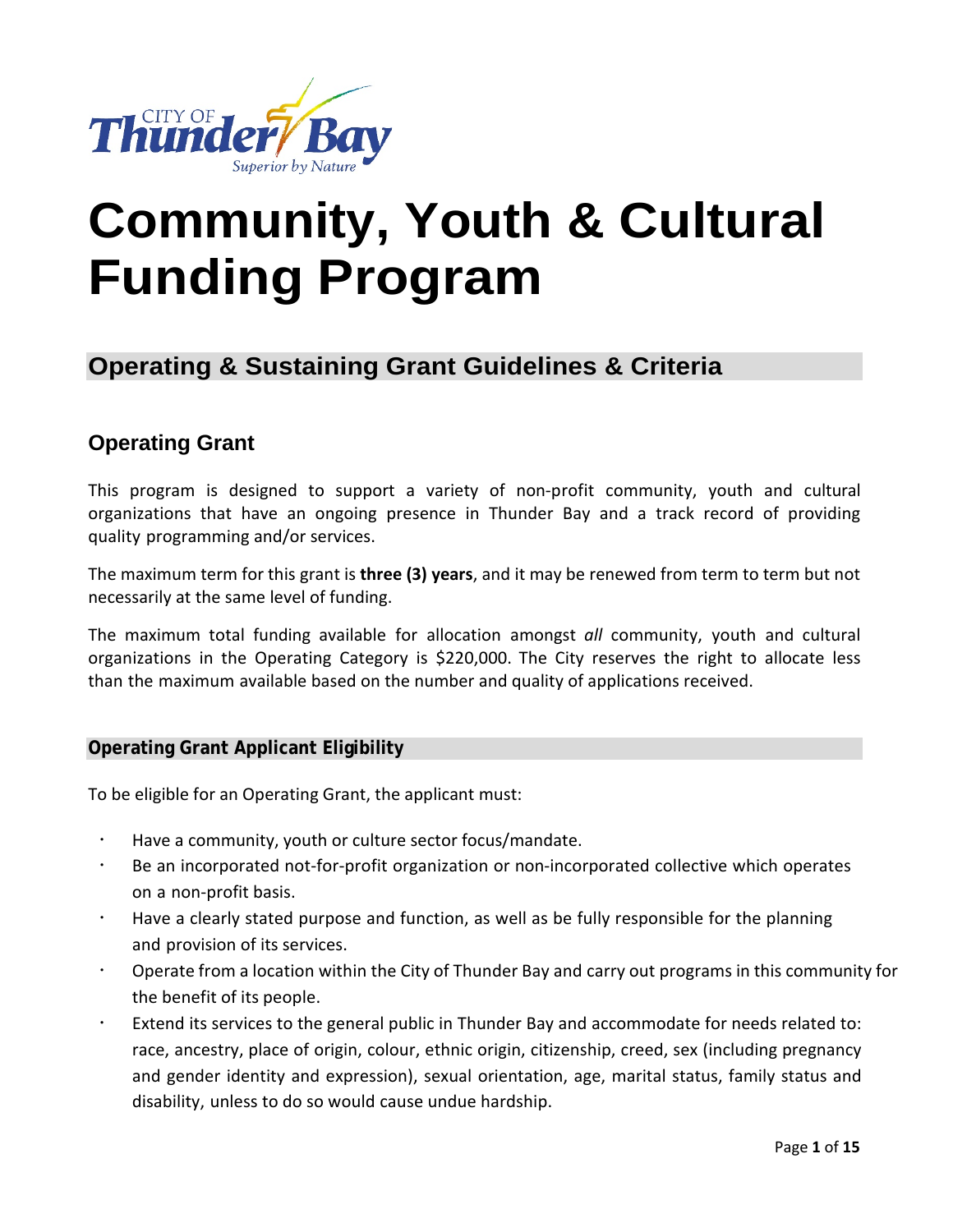# Community, Youth & Cultural Funding Program

## Operating & Sustaining Grant Guidelines & Criteria

### Operating Grant

This program is designed to support a variety of non-profit community, youth and cultural organizations that have an ongoing presence in Thunder Bay and a track record of providing quality programming and/or services.

The maximum term for this grant is **three (3) years**, and it may be renewed from term to term but not necessarily at the same level of funding.

The maximum total funding available for allocation amongst *all* community, youth and cultural organizations in the Operating Category is $220,000. The City reserves the right to allocate less than the maximum available based on the number and quality of applications received.

#### Operating Grant Applicant Eligibility

To be eligible for an Operating Grant, the applicant must:

- Have a community, youth or culture sector focus/mandate.
- Be an incorporated not-for-profit organization or non-incorporated collective which operates on a non-profit basis.
- Have a clearly stated purpose and function, as well as be fully responsible for the planning and provision of its services.
- Operate from a location within the City of Thunder Bay and carry out programs in this community for the benefit of its people.
- Extend its services to the general public in Thunder Bay and accommodate for needs related to: race, ancestry, place of origin, colour, ethnic origin, citizenship, creed, sex (including pregnancy and gender identity and expression), sexual orientation, age, marital status, family status and disability, unless to do so would cause undue hardship.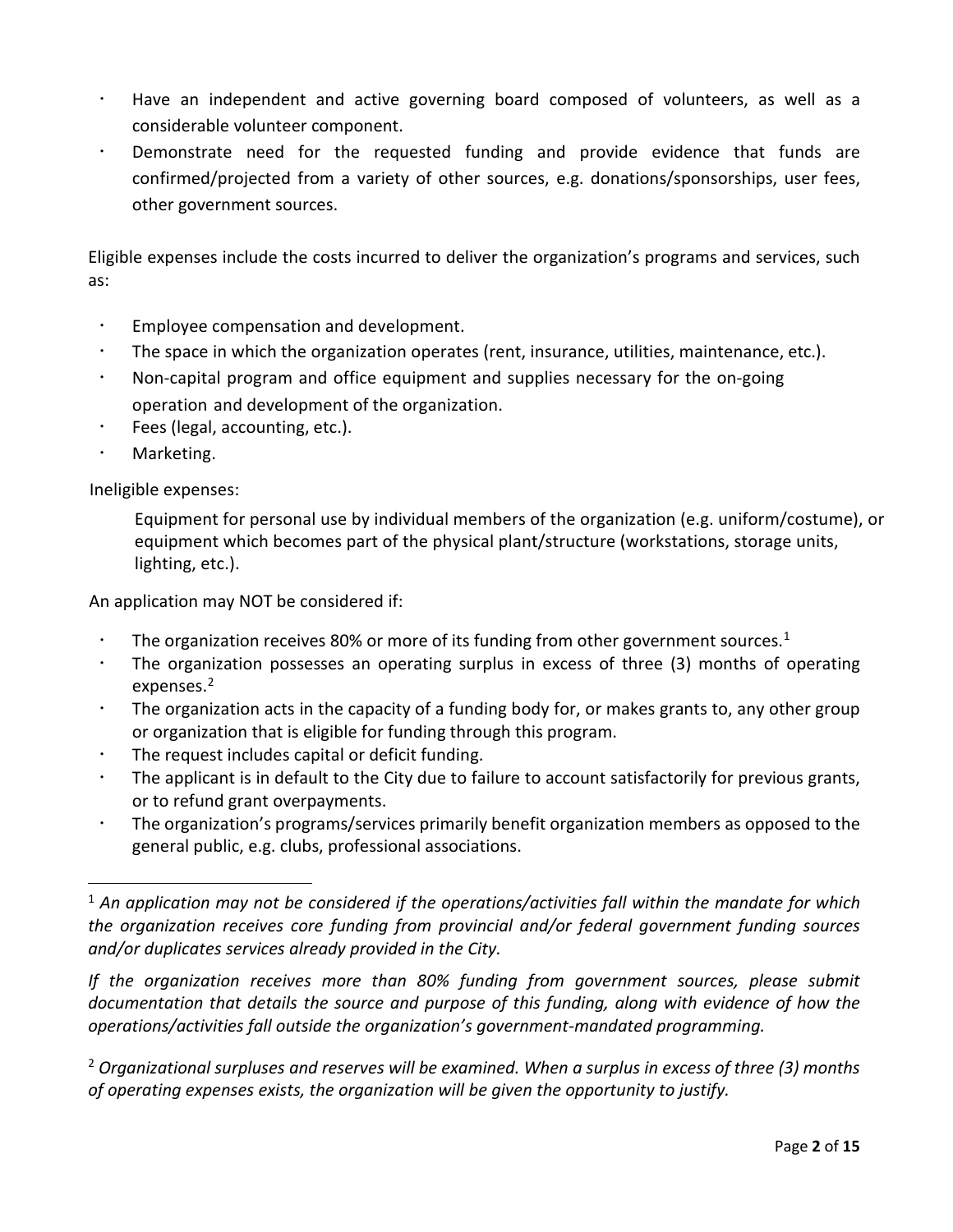- Have an independent and active governing board composed of volunteers, as well as a considerable volunteer component.
- Demonstrate need for the requested funding and provide evidence that funds are confirmed/projected from a variety of other sources, e.g. donations/sponsorships, user fees, other government sources.

Eligible expenses include the costs incurred to deliver the organization's programs and services, such as:

- Employee compensation and development.
- The space in which the organization operates (rent, insurance, utilities, maintenance, etc.).
- Non-capital program and office equipment and supplies necessary for the on-going operation and development of the organization.
- Fees (legal, accounting, etc.).
- Marketing.

Ineligible expenses:

Equipment for personal use by individual members of the organization (e.g. uniform/costume), or equipment which becomes part of the physical plant/structure (workstations, storage units, lighting, etc.).

An application may NOT be considered if:

- The organization receives 80% or more of its funding from other government sources.[1]
- The organization possesses an operating surplus in excess of three (3) months of operating expenses.[2]
- The organization acts in the capacity of a funding body for, or makes grants to, any other group or organization that is eligible for funding through this program.
- The request includes capital or deficit funding.
- The applicant is in default to the City due to failure to account satisfactorily for previous grants, or to refund grant overpayments.
- The organization's programs/services primarily benefit organization members as opposed to the general public, e.g. clubs, professional associations.

---

[1] *An application may not be considered if the operations/activities fall within the mandate for which the organization receives core funding from provincial and/or federal government funding sources and/or duplicates services already provided in the City.*

*If the organization receives more than 80% funding from government sources, please submit documentation that details the source and purpose of this funding, along with evidence of how the operations/activities fall outside the organization's government-mandated programming.*

[2] *Organizational surpluses and reserves will be examined. When a surplus in excess of three (3) months of operating expenses exists, the organization will be given the opportunity to justify.*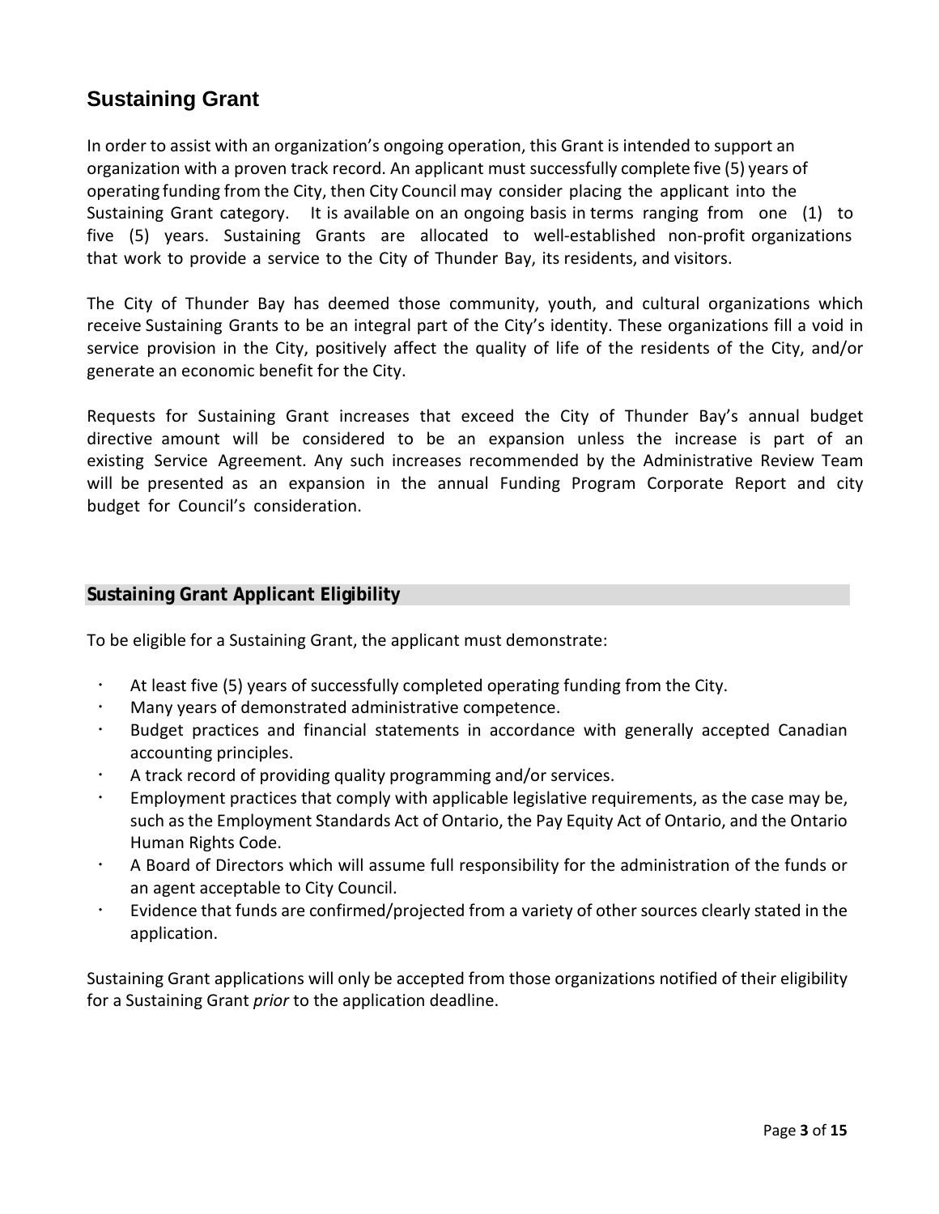## Sustaining Grant

In order to assist with an organization's ongoing operation, this Grant is intended to support an organization with a proven track record. An applicant must successfully complete five (5) years of operating funding from the City, then City Council may consider placing the applicant into the Sustaining Grant category. It is available on an ongoing basis in terms ranging from one (1) to five (5) years. Sustaining Grants are allocated to well-established non-profit organizations that work to provide a service to the City of Thunder Bay, its residents, and visitors.

The City of Thunder Bay has deemed those community, youth, and cultural organizations which receive Sustaining Grants to be an integral part of the City's identity. These organizations fill a void in service provision in the City, positively affect the quality of life of the residents of the City, and/or generate an economic benefit for the City.

Requests for Sustaining Grant increases that exceed the City of Thunder Bay's annual budget directive amount will be considered to be an expansion unless the increase is part of an existing Service Agreement. Any such increases recommended by the Administrative Review Team will be presented as an expansion in the annual Funding Program Corporate Report and city budget for Council's consideration.

### Sustaining Grant Applicant Eligibility

To be eligible for a Sustaining Grant, the applicant must demonstrate:

- At least five (5) years of successfully completed operating funding from the City.
- Many years of demonstrated administrative competence.
- Budget practices and financial statements in accordance with generally accepted Canadian accounting principles.
- A track record of providing quality programming and/or services.
- Employment practices that comply with applicable legislative requirements, as the case may be, such as the Employment Standards Act of Ontario, the Pay Equity Act of Ontario, and the Ontario Human Rights Code.
- A Board of Directors which will assume full responsibility for the administration of the funds or an agent acceptable to City Council.
- Evidence that funds are confirmed/projected from a variety of other sources clearly stated in the application.

Sustaining Grant applications will only be accepted from those organizations notified of their eligibility for a Sustaining Grant *prior* to the application deadline.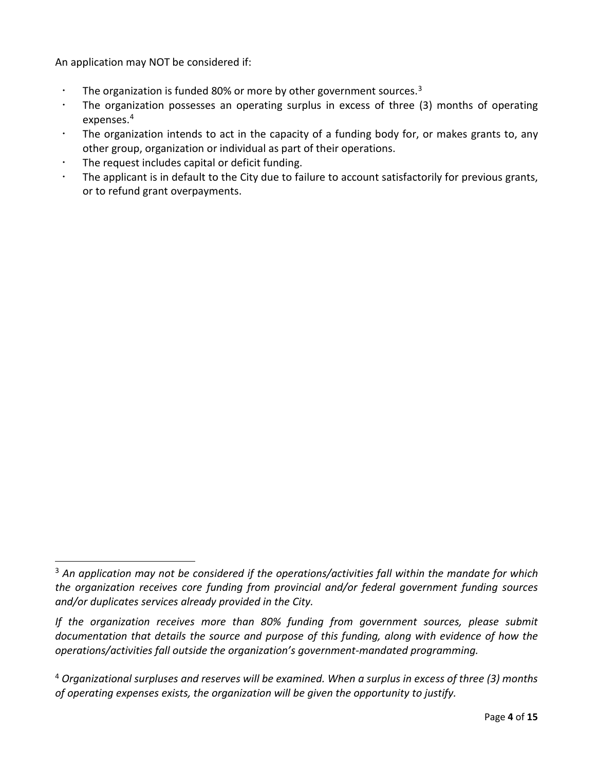An application may NOT be considered if:

- The organization is funded 80% or more by other government sources.[3]
- The organization possesses an operating surplus in excess of three (3) months of operating expenses.[4]
- The organization intends to act in the capacity of a funding body for, or makes grants to, any other group, organization or individual as part of their operations.
- The request includes capital or deficit funding.
- The applicant is in default to the City due to failure to account satisfactorily for previous grants, or to refund grant overpayments.

---

[3] *An application may not be considered if the operations/activities fall within the mandate for which the organization receives core funding from provincial and/or federal government funding sources and/or duplicates services already provided in the City.*

*If the organization receives more than 80% funding from government sources, please submit documentation that details the source and purpose of this funding, along with evidence of how the operations/activities fall outside the organization's government-mandated programming.*

[4] *Organizational surpluses and reserves will be examined. When a surplus in excess of three (3) months of operating expenses exists, the organization will be given the opportunity to justify.*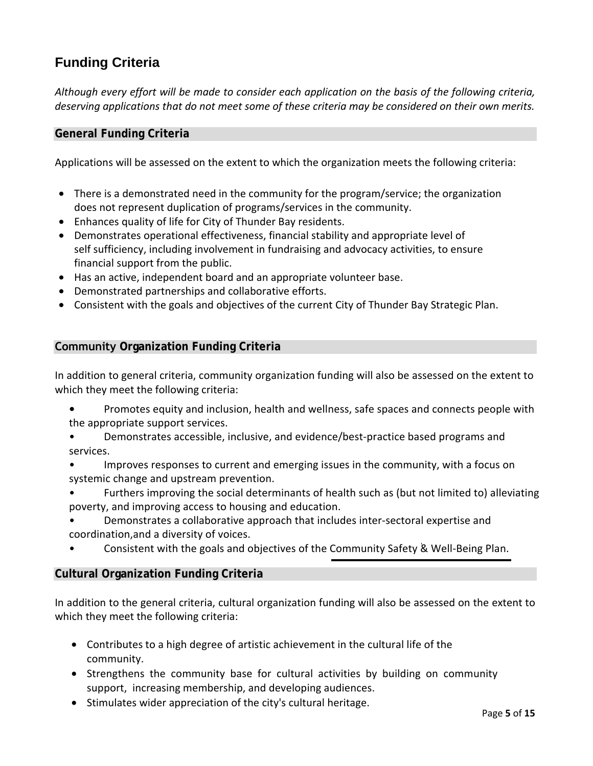## Funding Criteria

*Although every effort will be made to consider each application on the basis of the following criteria, deserving applications that do not meet some of these criteria may be considered on their own merits.*

### General Funding Criteria

Applications will be assessed on the extent to which the organization meets the following criteria:

- There is a demonstrated need in the community for the program/service; the organization does not represent duplication of programs/services in the community.
- Enhances quality of life for City of Thunder Bay residents.
- Demonstrates operational effectiveness, financial stability and appropriate level of self sufficiency, including involvement in fundraising and advocacy activities, to ensure financial support from the public.
- Has an active, independent board and an appropriate volunteer base.
- Demonstrated partnerships and collaborative efforts.
- Consistent with the goals and objectives of the current City of Thunder Bay Strategic Plan.

### Community Organization Funding Criteria

In addition to general criteria, community organization funding will also be assessed on the extent to which they meet the following criteria:

- Promotes equity and inclusion, health and wellness, safe spaces and connects people with the appropriate support services.
- Demonstrates accessible, inclusive, and evidence/best-practice based programs and services.
- Improves responses to current and emerging issues in the community, with a focus on systemic change and upstream prevention.
- Furthers improving the social determinants of health such as (but not limited to) alleviating poverty, and improving access to housing and education.
- Demonstrates a collaborative approach that includes inter-sectoral expertise and coordination,and a diversity of voices.
- Consistent with the goals and objectives of the Community Safety & Well-Being Plan.

### Cultural Organization Funding Criteria

In addition to the general criteria, cultural organization funding will also be assessed on the extent to which they meet the following criteria:

- Contributes to a high degree of artistic achievement in the cultural life of the community.
- Strengthens the community base for cultural activities by building on community support, increasing membership, and developing audiences.
- Stimulates wider appreciation of the city's cultural heritage.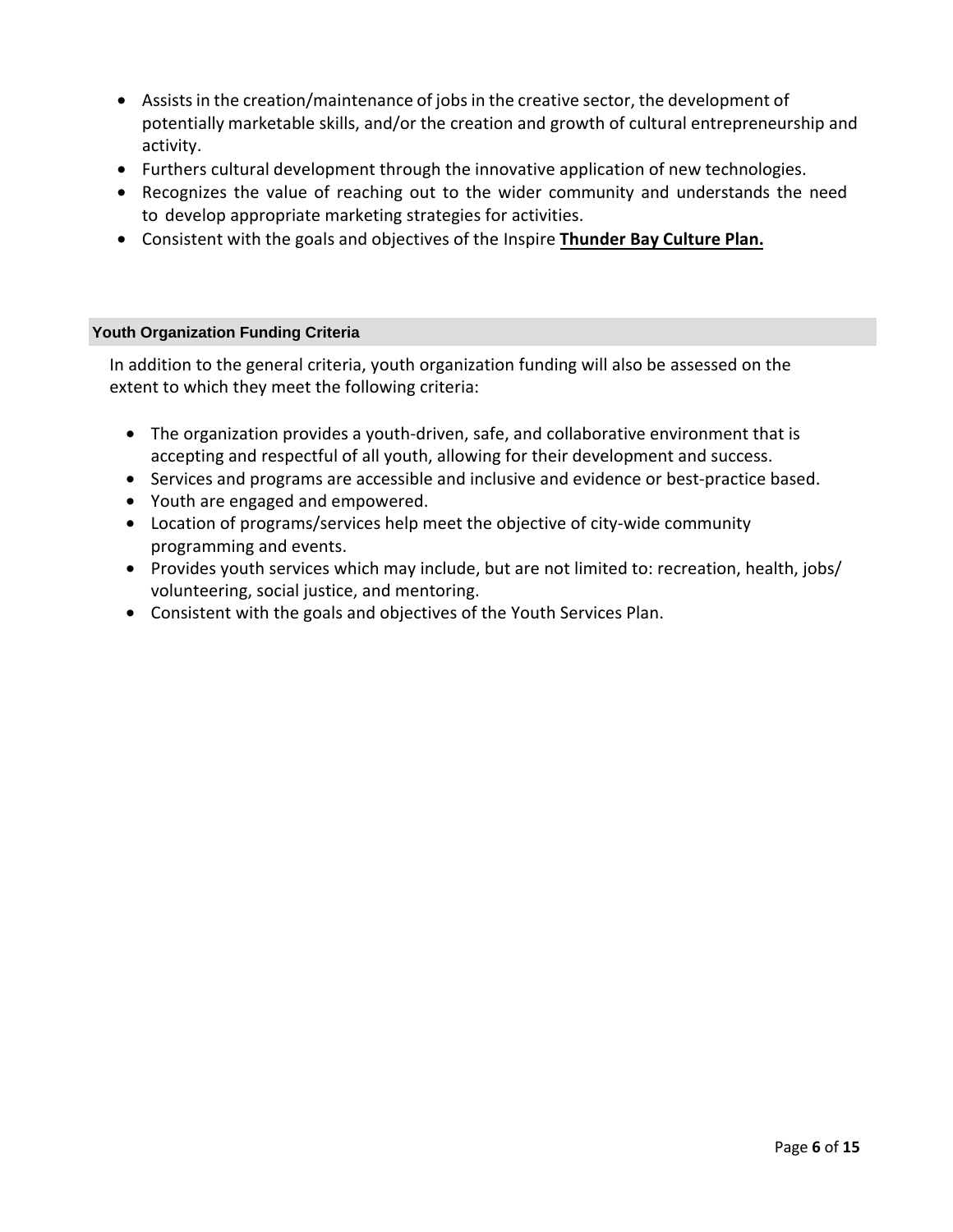- Assists in the creation/maintenance of jobs in the creative sector, the development of potentially marketable skills, and/or the creation and growth of cultural entrepreneurship and activity.
- Furthers cultural development through the innovative application of new technologies.
- Recognizes the value of reaching out to the wider community and understands the need to develop appropriate marketing strategies for activities.
- Consistent with the goals and objectives of the Inspire **Thunder Bay Culture Plan.**

### Youth Organization Funding Criteria

In addition to the general criteria, youth organization funding will also be assessed on the extent to which they meet the following criteria:

- The organization provides a youth-driven, safe, and collaborative environment that is accepting and respectful of all youth, allowing for their development and success.
- Services and programs are accessible and inclusive and evidence or best-practice based.
- Youth are engaged and empowered.
- Location of programs/services help meet the objective of city-wide community programming and events.
- Provides youth services which may include, but are not limited to: recreation, health, jobs/ volunteering, social justice, and mentoring.
- Consistent with the goals and objectives of the Youth Services Plan.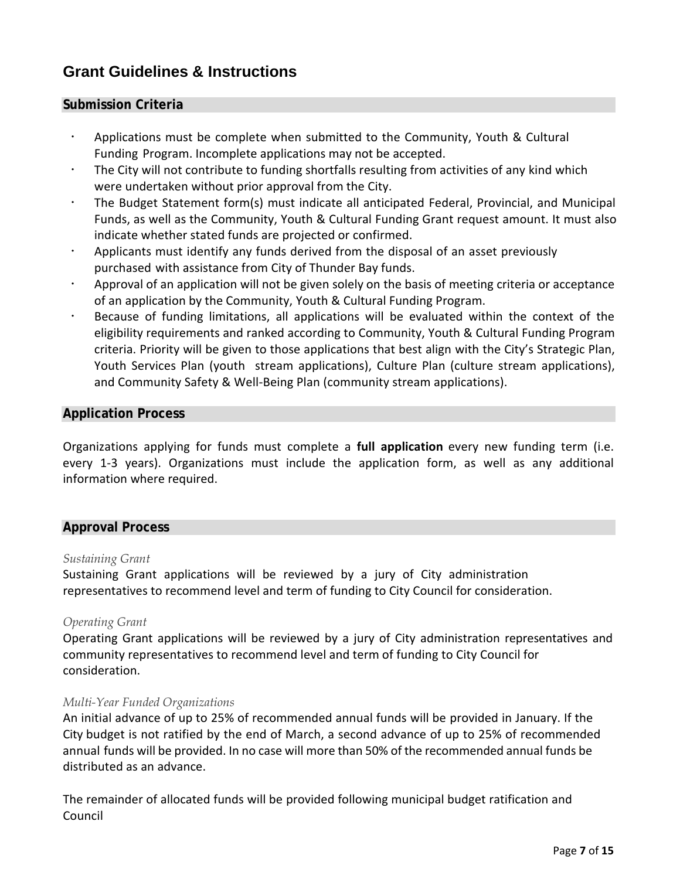# Grant Guidelines & Instructions

## Submission Criteria

- Applications must be complete when submitted to the Community, Youth & Cultural Funding Program. Incomplete applications may not be accepted.
- The City will not contribute to funding shortfalls resulting from activities of any kind which were undertaken without prior approval from the City.
- The Budget Statement form(s) must indicate all anticipated Federal, Provincial, and Municipal Funds, as well as the Community, Youth & Cultural Funding Grant request amount. It must also indicate whether stated funds are projected or confirmed.
- Applicants must identify any funds derived from the disposal of an asset previously purchased with assistance from City of Thunder Bay funds.
- Approval of an application will not be given solely on the basis of meeting criteria or acceptance of an application by the Community, Youth & Cultural Funding Program.
- Because of funding limitations, all applications will be evaluated within the context of the eligibility requirements and ranked according to Community, Youth & Cultural Funding Program criteria. Priority will be given to those applications that best align with the City's Strategic Plan, Youth Services Plan (youth stream applications), Culture Plan (culture stream applications), and Community Safety & Well-Being Plan (community stream applications).

## Application Process

Organizations applying for funds must complete a **full application** every new funding term (i.e. every 1-3 years). Organizations must include the application form, as well as any additional information where required.

## Approval Process

*Sustaining Grant*

Sustaining Grant applications will be reviewed by a jury of City administration representatives to recommend level and term of funding to City Council for consideration.

*Operating Grant*

Operating Grant applications will be reviewed by a jury of City administration representatives and community representatives to recommend level and term of funding to City Council for consideration.

*Multi-Year Funded Organizations*

An initial advance of up to 25% of recommended annual funds will be provided in January. If the City budget is not ratified by the end of March, a second advance of up to 25% of recommended annual funds will be provided. In no case will more than 50% of the recommended annual funds be distributed as an advance.

The remainder of allocated funds will be provided following municipal budget ratification and Council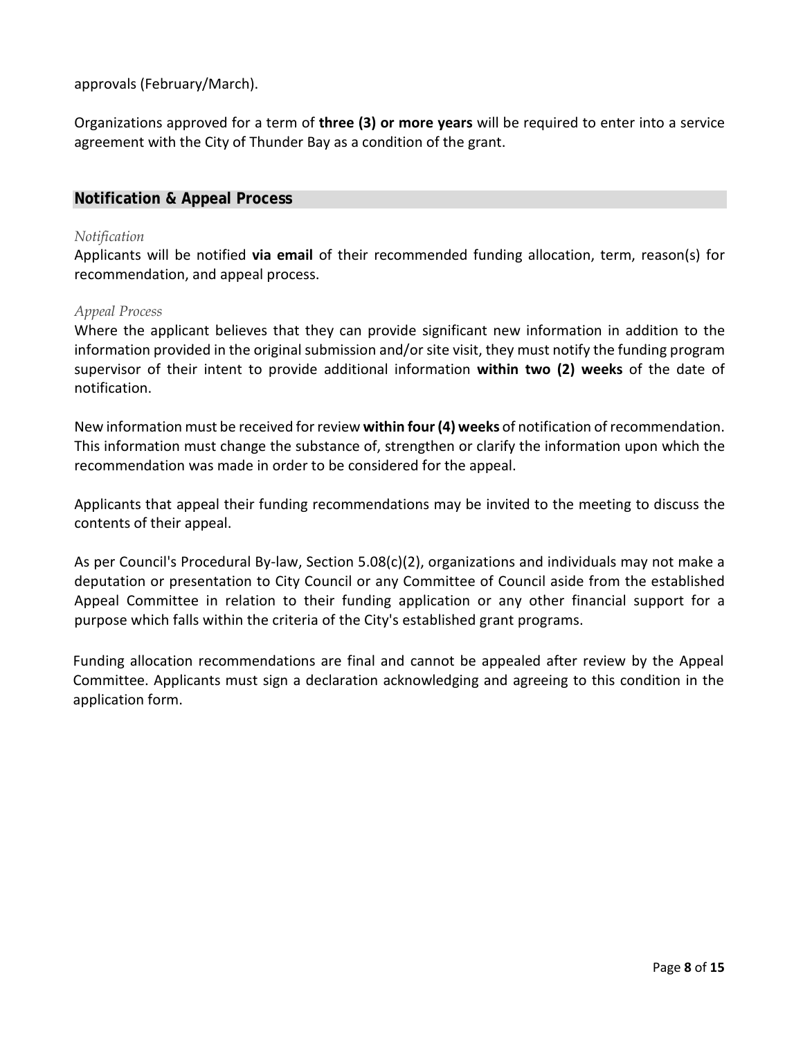approvals (February/March).

Organizations approved for a term of **three (3) or more years** will be required to enter into a service agreement with the City of Thunder Bay as a condition of the grant.

## Notification & Appeal Process

*Notification*

Applicants will be notified **via email** of their recommended funding allocation, term, reason(s) for recommendation, and appeal process.

*Appeal Process*

Where the applicant believes that they can provide significant new information in addition to the information provided in the original submission and/or site visit, they must notify the funding program supervisor of their intent to provide additional information **within two (2) weeks** of the date of notification.

New information must be received for review **within four (4) weeks** of notification of recommendation. This information must change the substance of, strengthen or clarify the information upon which the recommendation was made in order to be considered for the appeal.

Applicants that appeal their funding recommendations may be invited to the meeting to discuss the contents of their appeal.

As per Council's Procedural By-law, Section 5.08(c)(2), organizations and individuals may not make a deputation or presentation to City Council or any Committee of Council aside from the established Appeal Committee in relation to their funding application or any other financial support for a purpose which falls within the criteria of the City's established grant programs.

Funding allocation recommendations are final and cannot be appealed after review by the Appeal Committee. Applicants must sign a declaration acknowledging and agreeing to this condition in the application form.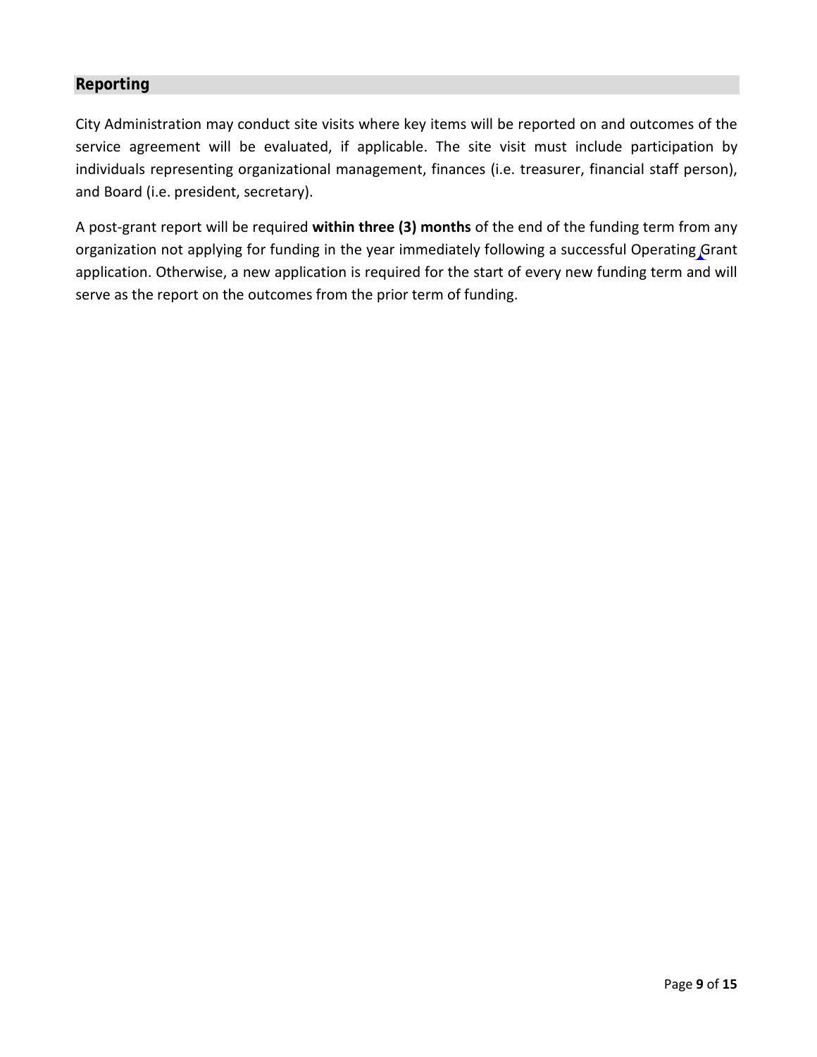## Reporting

City Administration may conduct site visits where key items will be reported on and outcomes of the service agreement will be evaluated, if applicable. The site visit must include participation by individuals representing organizational management, finances (i.e. treasurer, financial staff person), and Board (i.e. president, secretary).

A post-grant report will be required **within three (3) months** of the end of the funding term from any organization not applying for funding in the year immediately following a successful Operating Grant application. Otherwise, a new application is required for the start of every new funding term and will serve as the report on the outcomes from the prior term of funding.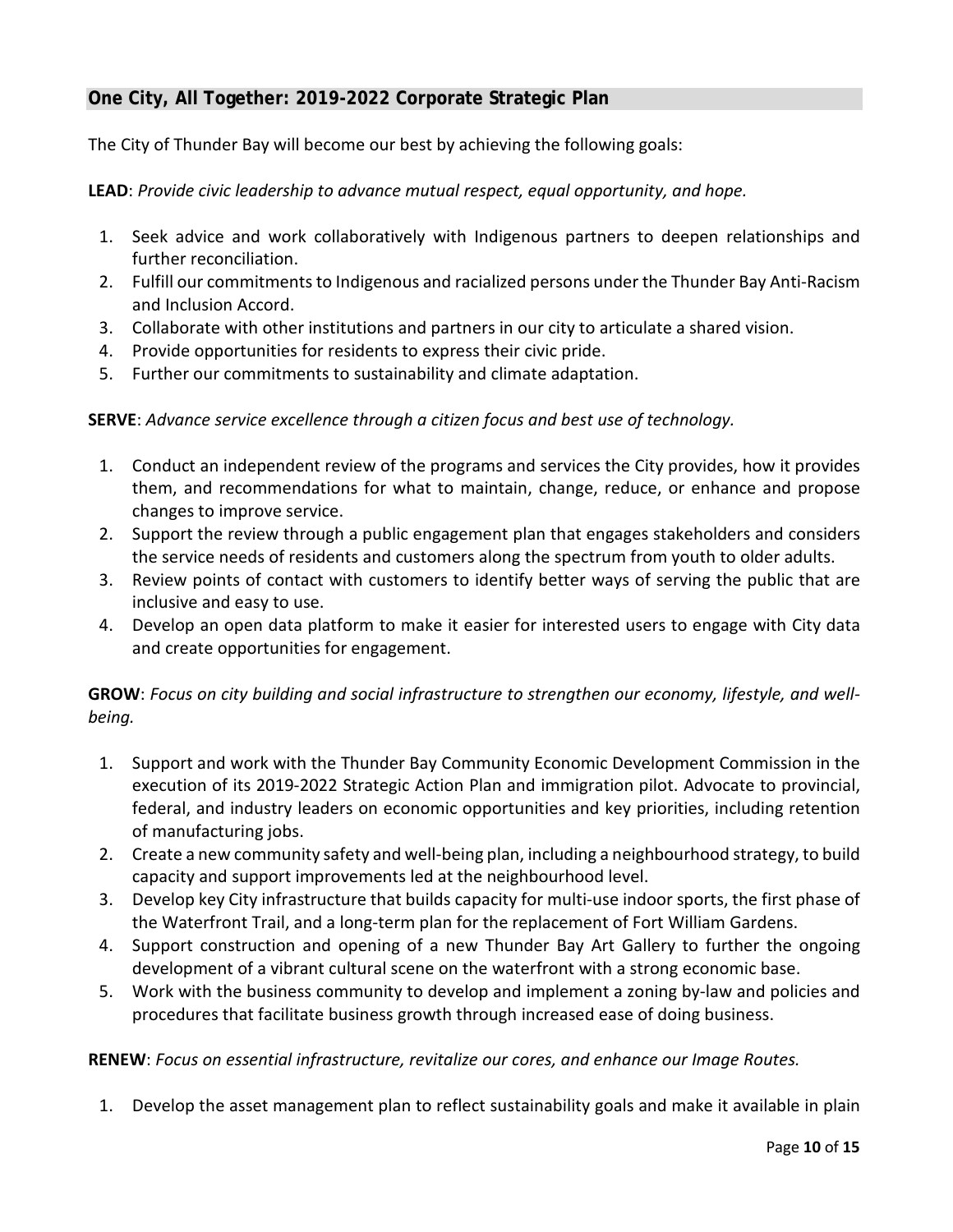## One City, All Together: 2019-2022 Corporate Strategic Plan

The City of Thunder Bay will become our best by achieving the following goals:

**LEAD**: *Provide civic leadership to advance mutual respect, equal opportunity, and hope.*

1. Seek advice and work collaboratively with Indigenous partners to deepen relationships and further reconciliation.
2. Fulfill our commitments to Indigenous and racialized persons under the Thunder Bay Anti-Racism and Inclusion Accord.
3. Collaborate with other institutions and partners in our city to articulate a shared vision.
4. Provide opportunities for residents to express their civic pride.
5. Further our commitments to sustainability and climate adaptation.

**SERVE**: *Advance service excellence through a citizen focus and best use of technology.*

1. Conduct an independent review of the programs and services the City provides, how it provides them, and recommendations for what to maintain, change, reduce, or enhance and propose changes to improve service.
2. Support the review through a public engagement plan that engages stakeholders and considers the service needs of residents and customers along the spectrum from youth to older adults.
3. Review points of contact with customers to identify better ways of serving the public that are inclusive and easy to use.
4. Develop an open data platform to make it easier for interested users to engage with City data and create opportunities for engagement.

**GROW**: *Focus on city building and social infrastructure to strengthen our economy, lifestyle, and well-being.*

1. Support and work with the Thunder Bay Community Economic Development Commission in the execution of its 2019-2022 Strategic Action Plan and immigration pilot. Advocate to provincial, federal, and industry leaders on economic opportunities and key priorities, including retention of manufacturing jobs.
2. Create a new community safety and well-being plan, including a neighbourhood strategy, to build capacity and support improvements led at the neighbourhood level.
3. Develop key City infrastructure that builds capacity for multi-use indoor sports, the first phase of the Waterfront Trail, and a long-term plan for the replacement of Fort William Gardens.
4. Support construction and opening of a new Thunder Bay Art Gallery to further the ongoing development of a vibrant cultural scene on the waterfront with a strong economic base.
5. Work with the business community to develop and implement a zoning by-law and policies and procedures that facilitate business growth through increased ease of doing business.

**RENEW**: *Focus on essential infrastructure, revitalize our cores, and enhance our Image Routes.*

1. Develop the asset management plan to reflect sustainability goals and make it available in plain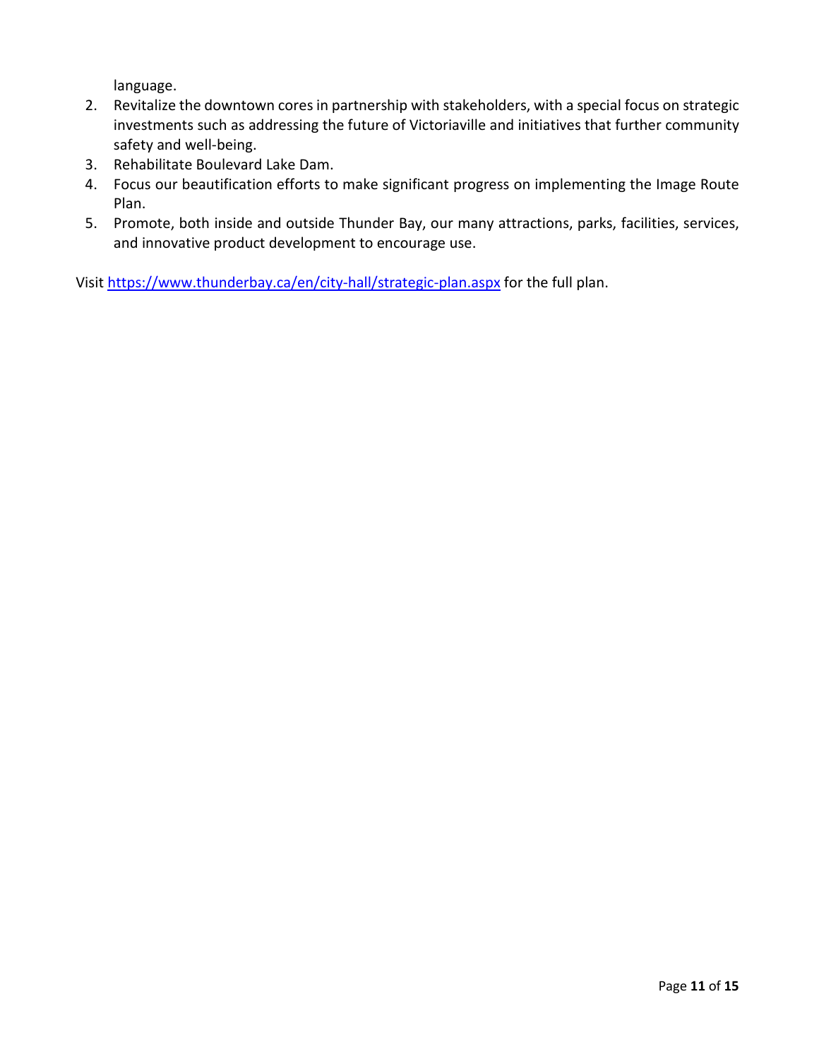language.

2. Revitalize the downtown cores in partnership with stakeholders, with a special focus on strategic investments such as addressing the future of Victoriaville and initiatives that further community safety and well-being.
3. Rehabilitate Boulevard Lake Dam.
4. Focus our beautification efforts to make significant progress on implementing the Image Route Plan.
5. Promote, both inside and outside Thunder Bay, our many attractions, parks, facilities, services, and innovative product development to encourage use.

Visit [https://www.thunderbay.ca/en/city-hall/strategic-plan.aspx](https://www.thunderbay.ca/en/city-hall/strategic-plan.aspx) for the full plan.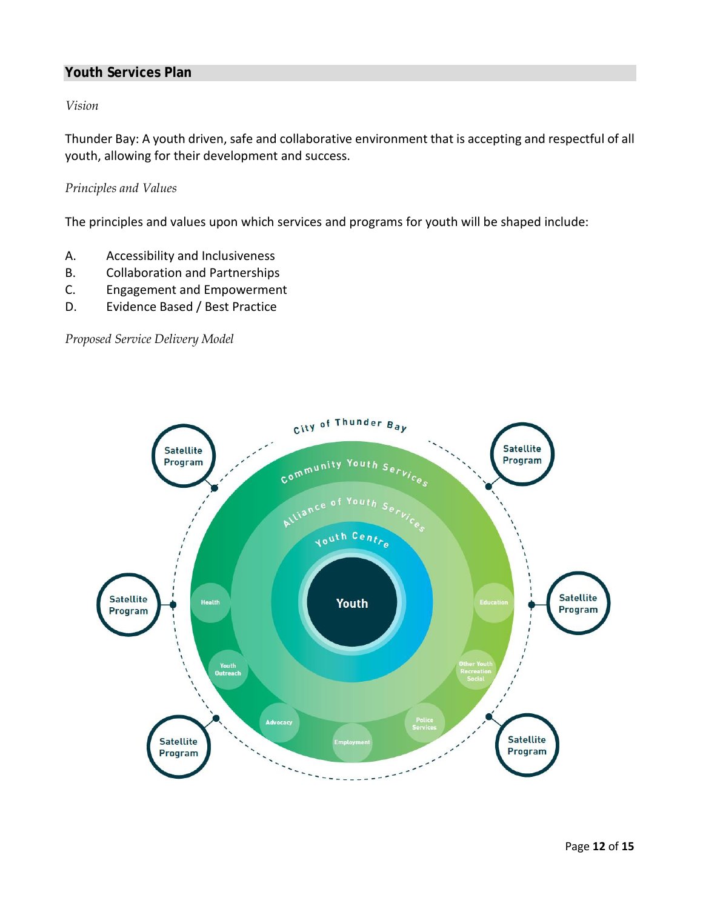## Youth Services Plan

*Vision*

Thunder Bay: A youth driven, safe and collaborative environment that is accepting and respectful of all youth, allowing for their development and success.

*Principles and Values*

The principles and values upon which services and programs for youth will be shaped include:

A. Accessibility and Inclusiveness
B. Collaboration and Partnerships
C. Engagement and Empowerment
D. Evidence Based / Best Practice

*Proposed Service Delivery Model*

City of Thunder Bay

Community Youth Services

Alliance of Youth Services

Youth Centre

Youth

Health

Youth Outreach

Advocacy

Employment

Police Services

Other Youth Recreation Social

Education

Satellite Program

Satellite Program

Satellite Program

Satellite Program

Satellite Program

Satellite Program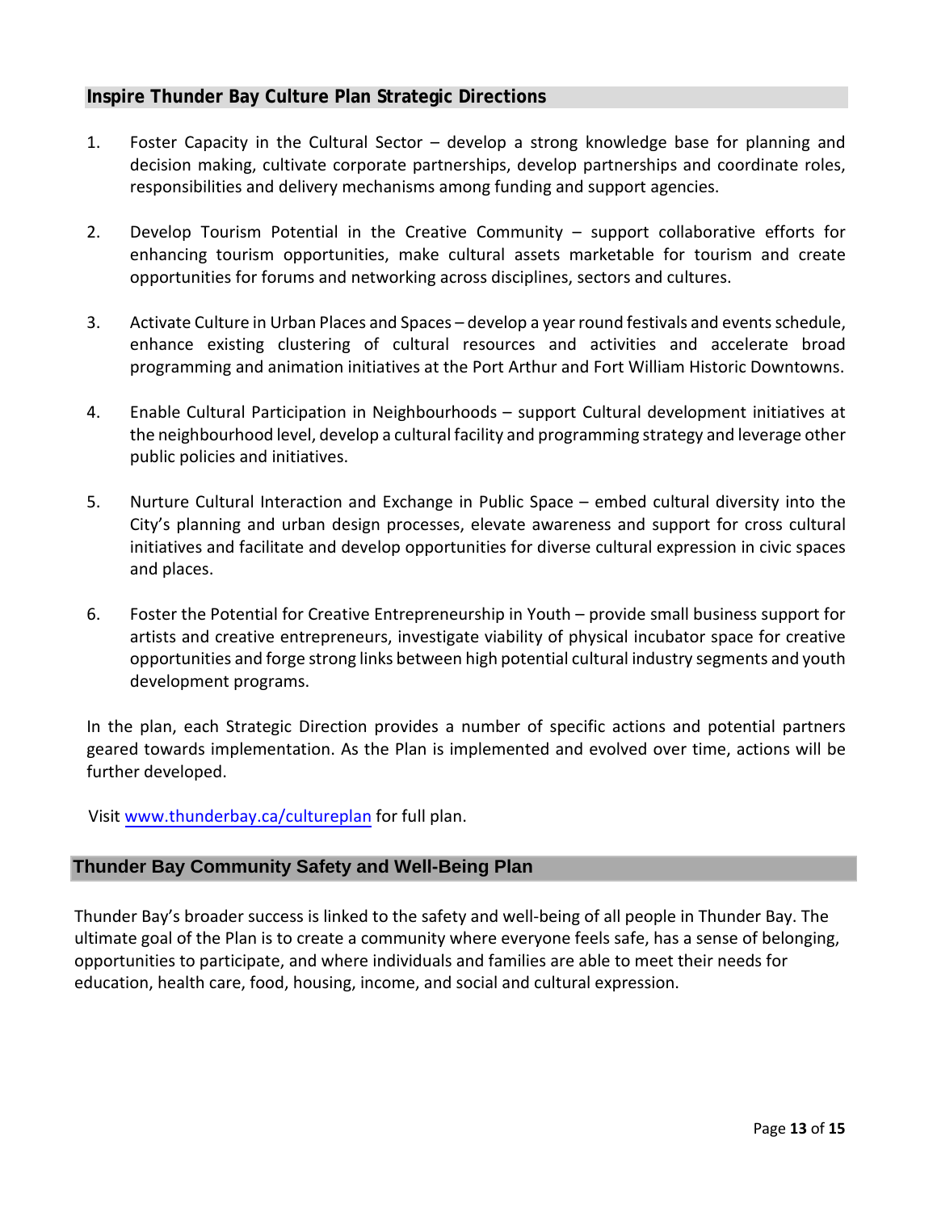## Inspire Thunder Bay Culture Plan Strategic Directions

1. Foster Capacity in the Cultural Sector – develop a strong knowledge base for planning and decision making, cultivate corporate partnerships, develop partnerships and coordinate roles, responsibilities and delivery mechanisms among funding and support agencies.

2. Develop Tourism Potential in the Creative Community – support collaborative efforts for enhancing tourism opportunities, make cultural assets marketable for tourism and create opportunities for forums and networking across disciplines, sectors and cultures.

3. Activate Culture in Urban Places and Spaces – develop a year round festivals and events schedule, enhance existing clustering of cultural resources and activities and accelerate broad programming and animation initiatives at the Port Arthur and Fort William Historic Downtowns.

4. Enable Cultural Participation in Neighbourhoods – support Cultural development initiatives at the neighbourhood level, develop a cultural facility and programming strategy and leverage other public policies and initiatives.

5. Nurture Cultural Interaction and Exchange in Public Space – embed cultural diversity into the City's planning and urban design processes, elevate awareness and support for cross cultural initiatives and facilitate and develop opportunities for diverse cultural expression in civic spaces and places.

6. Foster the Potential for Creative Entrepreneurship in Youth – provide small business support for artists and creative entrepreneurs, investigate viability of physical incubator space for creative opportunities and forge strong links between high potential cultural industry segments and youth development programs.

In the plan, each Strategic Direction provides a number of specific actions and potential partners geared towards implementation. As the Plan is implemented and evolved over time, actions will be further developed.

Visit [www.thunderbay.ca/cultureplan](http://www.thunderbay.ca/cultureplan) for full plan.

## Thunder Bay Community Safety and Well-Being Plan

Thunder Bay's broader success is linked to the safety and well-being of all people in Thunder Bay. The ultimate goal of the Plan is to create a community where everyone feels safe, has a sense of belonging, opportunities to participate, and where individuals and families are able to meet their needs for education, health care, food, housing, income, and social and cultural expression.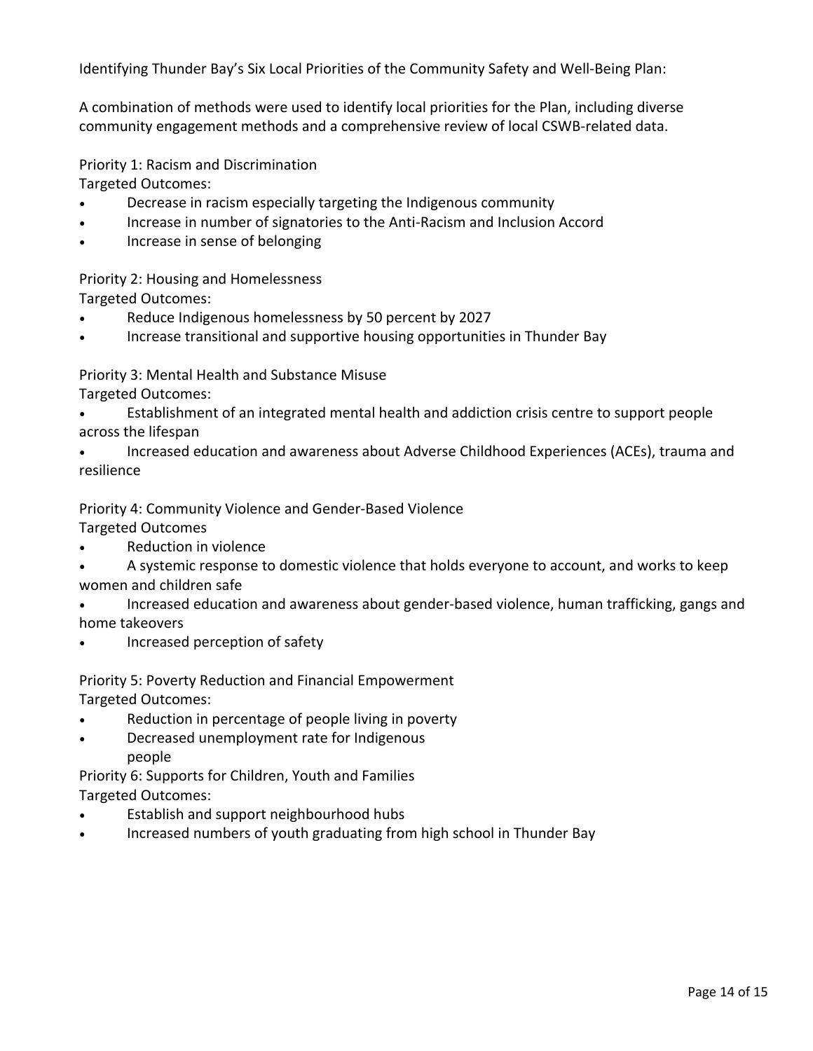Identifying Thunder Bay's Six Local Priorities of the Community Safety and Well-Being Plan:

A combination of methods were used to identify local priorities for the Plan, including diverse community engagement methods and a comprehensive review of local CSWB-related data.

Priority 1: Racism and Discrimination
Targeted Outcomes:

- Decrease in racism especially targeting the Indigenous community
- Increase in number of signatories to the Anti-Racism and Inclusion Accord
- Increase in sense of belonging

Priority 2: Housing and Homelessness
Targeted Outcomes:

- Reduce Indigenous homelessness by 50 percent by 2027
- Increase transitional and supportive housing opportunities in Thunder Bay

Priority 3: Mental Health and Substance Misuse
Targeted Outcomes:

- Establishment of an integrated mental health and addiction crisis centre to support people across the lifespan
- Increased education and awareness about Adverse Childhood Experiences (ACEs), trauma and resilience

Priority 4: Community Violence and Gender-Based Violence
Targeted Outcomes

- Reduction in violence
- A systemic response to domestic violence that holds everyone to account, and works to keep women and children safe
- Increased education and awareness about gender-based violence, human trafficking, gangs and home takeovers
- Increased perception of safety

Priority 5: Poverty Reduction and Financial Empowerment
Targeted Outcomes:

- Reduction in percentage of people living in poverty
- Decreased unemployment rate for Indigenous people

Priority 6: Supports for Children, Youth and Families
Targeted Outcomes:

- Establish and support neighbourhood hubs
- Increased numbers of youth graduating from high school in Thunder Bay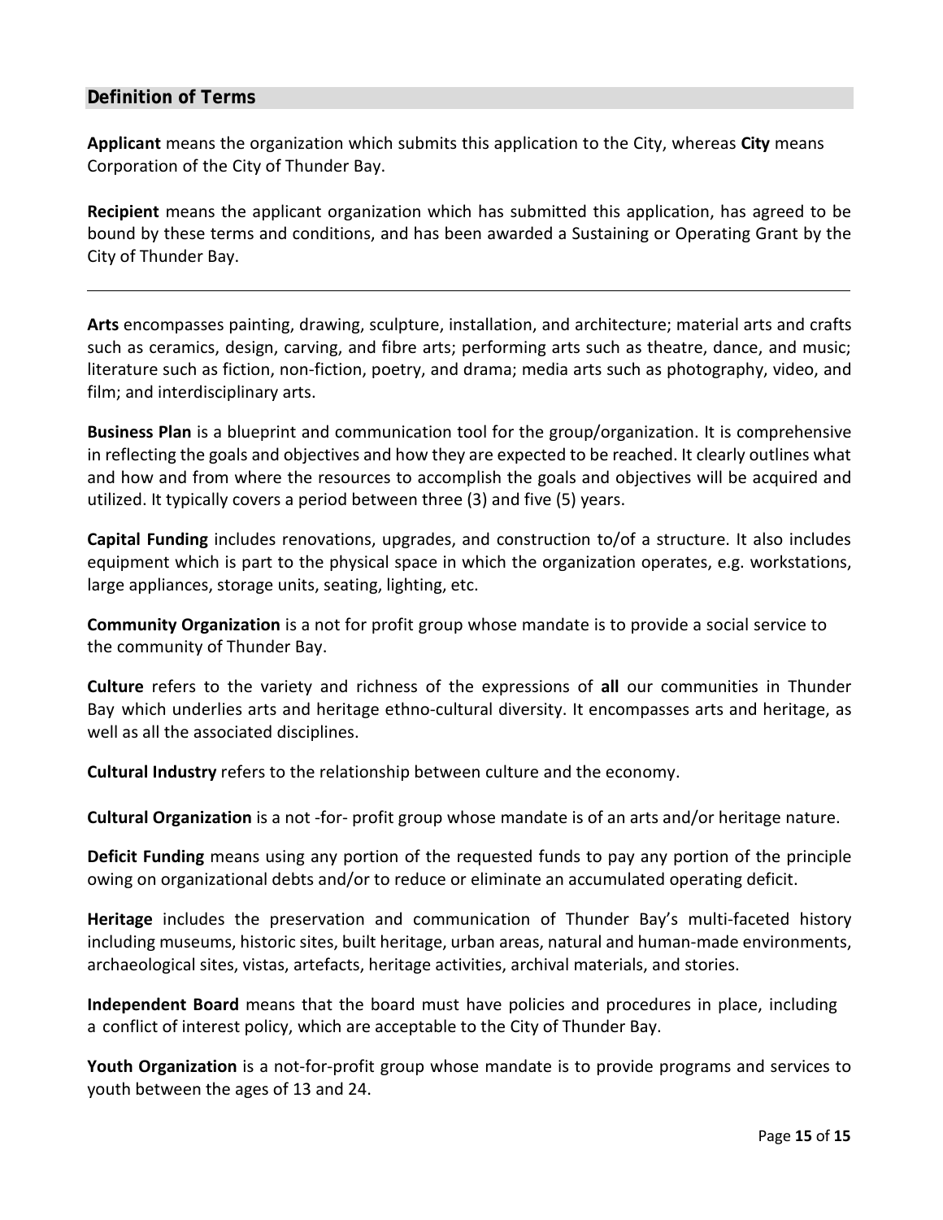## Definition of Terms

**Applicant** means the organization which submits this application to the City, whereas **City** means Corporation of the City of Thunder Bay.

**Recipient** means the applicant organization which has submitted this application, has agreed to be bound by these terms and conditions, and has been awarded a Sustaining or Operating Grant by the City of Thunder Bay.

---

**Arts** encompasses painting, drawing, sculpture, installation, and architecture; material arts and crafts such as ceramics, design, carving, and fibre arts; performing arts such as theatre, dance, and music; literature such as fiction, non-fiction, poetry, and drama; media arts such as photography, video, and film; and interdisciplinary arts.

**Business Plan** is a blueprint and communication tool for the group/organization. It is comprehensive in reflecting the goals and objectives and how they are expected to be reached. It clearly outlines what and how and from where the resources to accomplish the goals and objectives will be acquired and utilized. It typically covers a period between three (3) and five (5) years.

**Capital Funding** includes renovations, upgrades, and construction to/of a structure. It also includes equipment which is part to the physical space in which the organization operates, e.g. workstations, large appliances, storage units, seating, lighting, etc.

**Community Organization** is a not for profit group whose mandate is to provide a social service to the community of Thunder Bay.

**Culture** refers to the variety and richness of the expressions of **all** our communities in Thunder Bay which underlies arts and heritage ethno-cultural diversity. It encompasses arts and heritage, as well as all the associated disciplines.

**Cultural Industry** refers to the relationship between culture and the economy.

**Cultural Organization** is a not -for- profit group whose mandate is of an arts and/or heritage nature.

**Deficit Funding** means using any portion of the requested funds to pay any portion of the principle owing on organizational debts and/or to reduce or eliminate an accumulated operating deficit.

**Heritage** includes the preservation and communication of Thunder Bay's multi-faceted history including museums, historic sites, built heritage, urban areas, natural and human-made environments, archaeological sites, vistas, artefacts, heritage activities, archival materials, and stories.

**Independent Board** means that the board must have policies and procedures in place, including a conflict of interest policy, which are acceptable to the City of Thunder Bay.

**Youth Organization** is a not-for-profit group whose mandate is to provide programs and services to youth between the ages of 13 and 24.